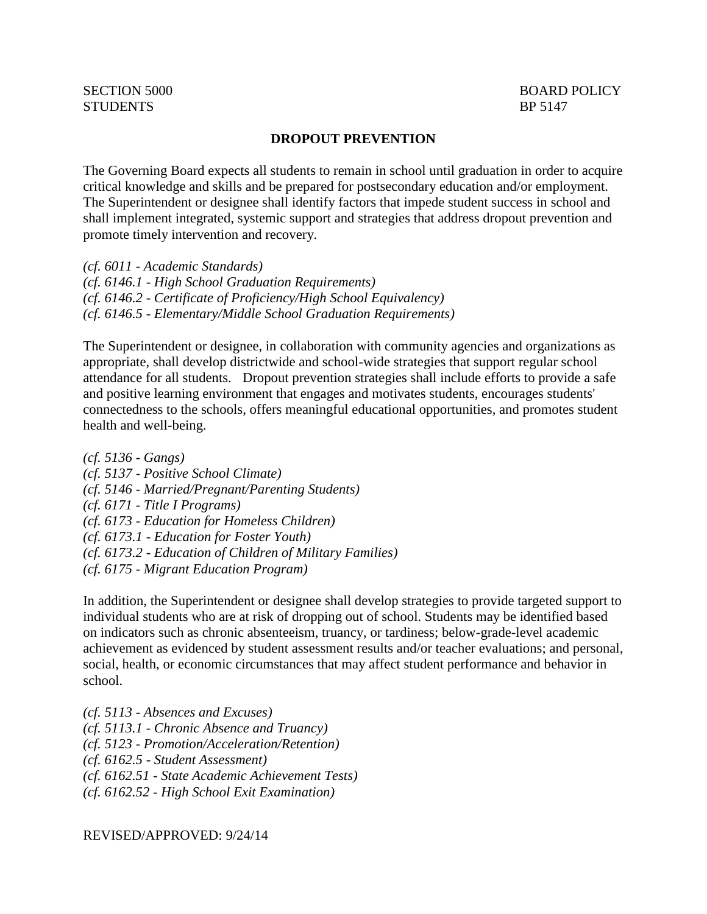SECTION 5000
STUDENTS

BOARD POLICY
BP 5147

# DROPOUT PREVENTION

The Governing Board expects all students to remain in school until graduation in order to acquire critical knowledge and skills and be prepared for postsecondary education and/or employment. The Superintendent or designee shall identify factors that impede student success in school and shall implement integrated, systemic support and strategies that address dropout prevention and promote timely intervention and recovery.

*(cf. 6011 - Academic Standards)*
*(cf. 6146.1 - High School Graduation Requirements)*
*(cf. 6146.2 - Certificate of Proficiency/High School Equivalency)*
*(cf. 6146.5 - Elementary/Middle School Graduation Requirements)*

The Superintendent or designee, in collaboration with community agencies and organizations as appropriate, shall develop districtwide and school-wide strategies that support regular school attendance for all students. Dropout prevention strategies shall include efforts to provide a safe and positive learning environment that engages and motivates students, encourages students' connectedness to the schools, offers meaningful educational opportunities, and promotes student health and well-being.

*(cf. 5136 - Gangs)*
*(cf. 5137 - Positive School Climate)*
*(cf. 5146 - Married/Pregnant/Parenting Students)*
*(cf. 6171 - Title I Programs)*
*(cf. 6173 - Education for Homeless Children)*
*(cf. 6173.1 - Education for Foster Youth)*
*(cf. 6173.2 - Education of Children of Military Families)*
*(cf. 6175 - Migrant Education Program)*

In addition, the Superintendent or designee shall develop strategies to provide targeted support to individual students who are at risk of dropping out of school. Students may be identified based on indicators such as chronic absenteeism, truancy, or tardiness; below-grade-level academic achievement as evidenced by student assessment results and/or teacher evaluations; and personal, social, health, or economic circumstances that may affect student performance and behavior in school.

*(cf. 5113 - Absences and Excuses)*
*(cf. 5113.1 - Chronic Absence and Truancy)*
*(cf. 5123 - Promotion/Acceleration/Retention)*
*(cf. 6162.5 - Student Assessment)*
*(cf. 6162.51 - State Academic Achievement Tests)*
*(cf. 6162.52 - High School Exit Examination)*

REVISED/APPROVED: 9/24/14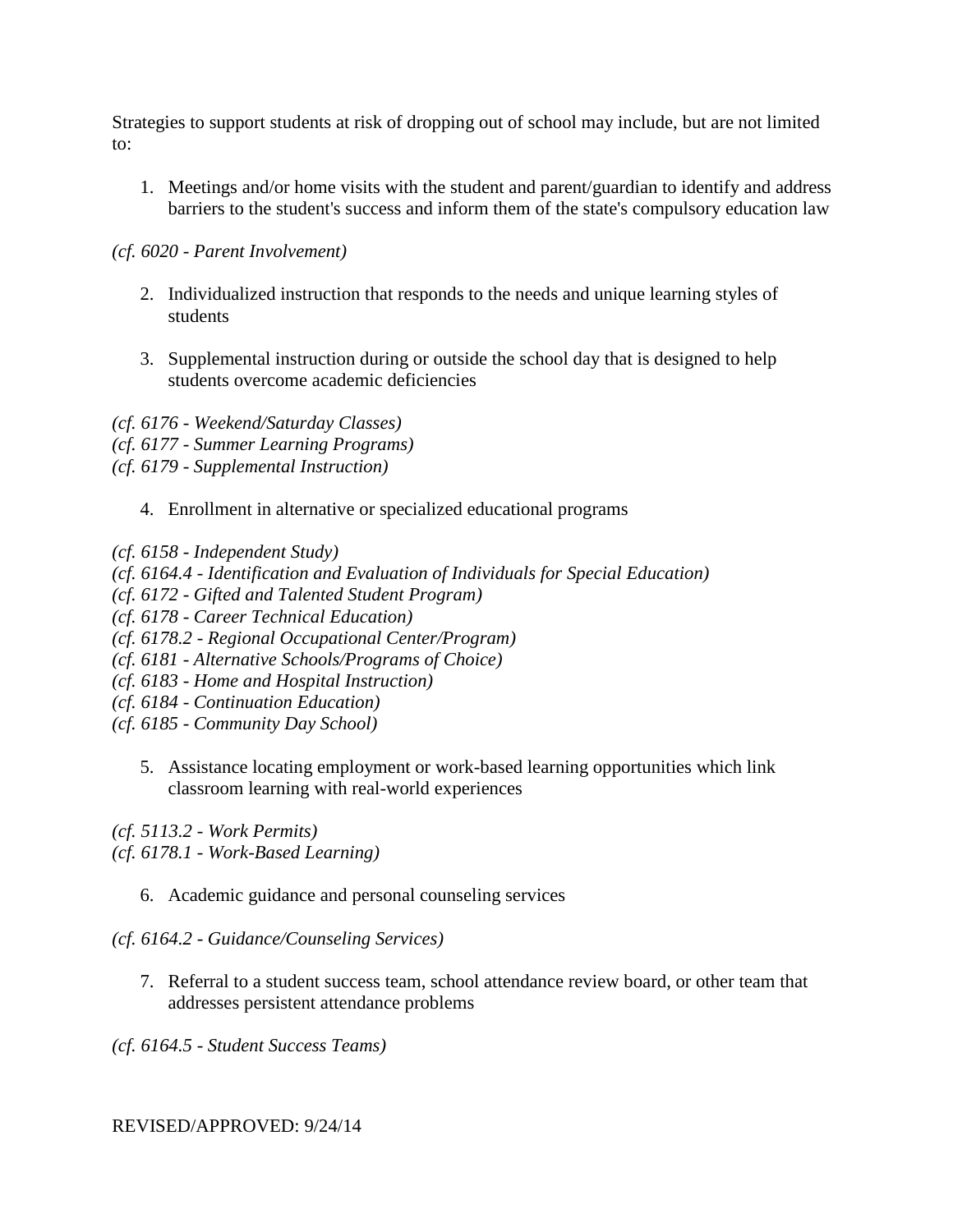Strategies to support students at risk of dropping out of school may include, but are not limited to:

1. Meetings and/or home visits with the student and parent/guardian to identify and address barriers to the student's success and inform them of the state's compulsory education law

*(cf. 6020 - Parent Involvement)*

2. Individualized instruction that responds to the needs and unique learning styles of students

3. Supplemental instruction during or outside the school day that is designed to help students overcome academic deficiencies

*(cf. 6176 - Weekend/Saturday Classes)*
*(cf. 6177 - Summer Learning Programs)*
*(cf. 6179 - Supplemental Instruction)*

4. Enrollment in alternative or specialized educational programs

*(cf. 6158 - Independent Study)*
*(cf. 6164.4 - Identification and Evaluation of Individuals for Special Education)*
*(cf. 6172 - Gifted and Talented Student Program)*
*(cf. 6178 - Career Technical Education)*
*(cf. 6178.2 - Regional Occupational Center/Program)*
*(cf. 6181 - Alternative Schools/Programs of Choice)*
*(cf. 6183 - Home and Hospital Instruction)*
*(cf. 6184 - Continuation Education)*
*(cf. 6185 - Community Day School)*

5. Assistance locating employment or work-based learning opportunities which link classroom learning with real-world experiences

*(cf. 5113.2 - Work Permits)*
*(cf. 6178.1 - Work-Based Learning)*

6. Academic guidance and personal counseling services

*(cf. 6164.2 - Guidance/Counseling Services)*

7. Referral to a student success team, school attendance review board, or other team that addresses persistent attendance problems

*(cf. 6164.5 - Student Success Teams)*

REVISED/APPROVED: 9/24/14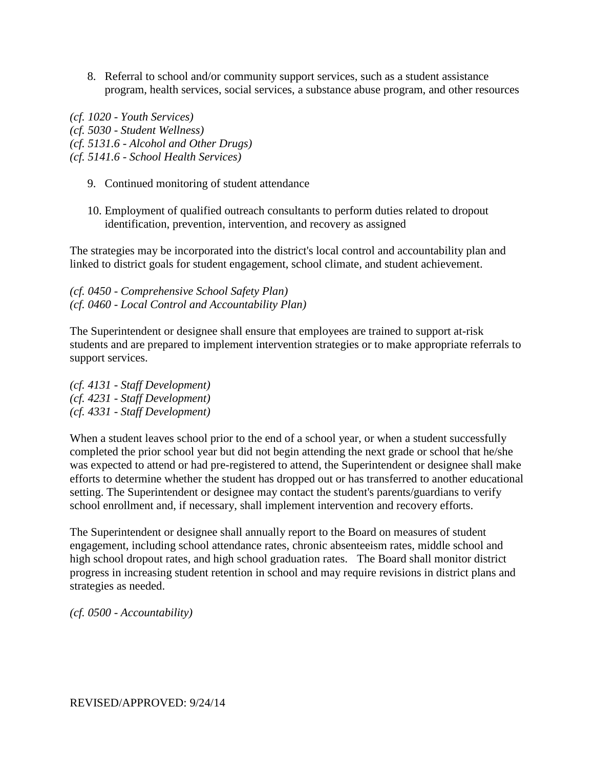8. Referral to school and/or community support services, such as a student assistance program, health services, social services, a substance abuse program, and other resources

*(cf. 1020 - Youth Services)*
*(cf. 5030 - Student Wellness)*
*(cf. 5131.6 - Alcohol and Other Drugs)*
*(cf. 5141.6 - School Health Services)*

9. Continued monitoring of student attendance

10. Employment of qualified outreach consultants to perform duties related to dropout identification, prevention, intervention, and recovery as assigned

The strategies may be incorporated into the district's local control and accountability plan and linked to district goals for student engagement, school climate, and student achievement.

*(cf. 0450 - Comprehensive School Safety Plan)*
*(cf. 0460 - Local Control and Accountability Plan)*

The Superintendent or designee shall ensure that employees are trained to support at-risk students and are prepared to implement intervention strategies or to make appropriate referrals to support services.

*(cf. 4131 - Staff Development)*
*(cf. 4231 - Staff Development)*
*(cf. 4331 - Staff Development)*

When a student leaves school prior to the end of a school year, or when a student successfully completed the prior school year but did not begin attending the next grade or school that he/she was expected to attend or had pre-registered to attend, the Superintendent or designee shall make efforts to determine whether the student has dropped out or has transferred to another educational setting. The Superintendent or designee may contact the student's parents/guardians to verify school enrollment and, if necessary, shall implement intervention and recovery efforts.

The Superintendent or designee shall annually report to the Board on measures of student engagement, including school attendance rates, chronic absenteeism rates, middle school and high school dropout rates, and high school graduation rates. The Board shall monitor district progress in increasing student retention in school and may require revisions in district plans and strategies as needed.

*(cf. 0500 - Accountability)*

REVISED/APPROVED: 9/24/14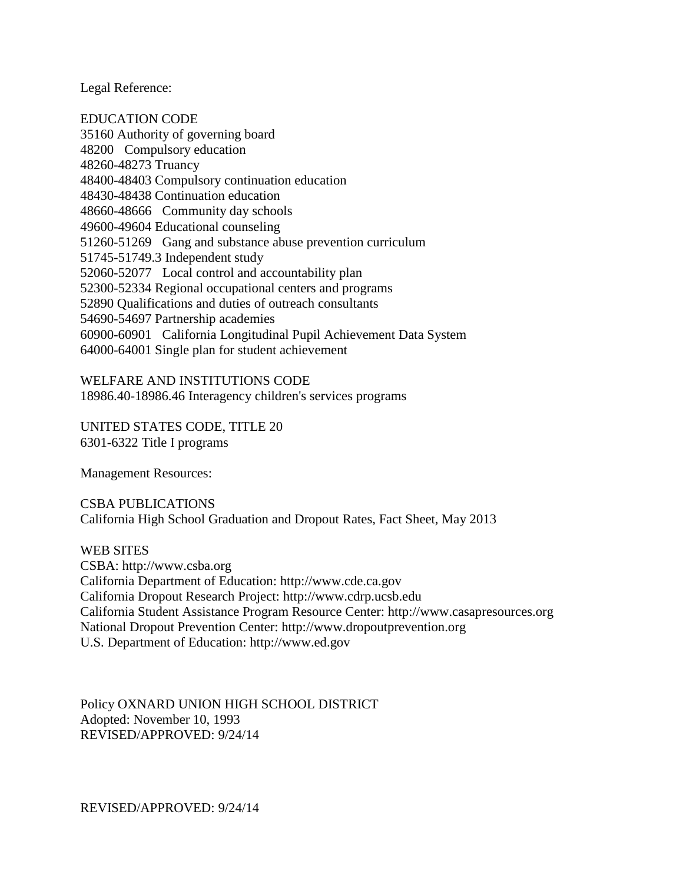Legal Reference:

EDUCATION CODE
35160 Authority of governing board
48200 Compulsory education
48260-48273 Truancy
48400-48403 Compulsory continuation education
48430-48438 Continuation education
48660-48666 Community day schools
49600-49604 Educational counseling
51260-51269 Gang and substance abuse prevention curriculum
51745-51749.3 Independent study
52060-52077 Local control and accountability plan
52300-52334 Regional occupational centers and programs
52890 Qualifications and duties of outreach consultants
54690-54697 Partnership academies
60900-60901 California Longitudinal Pupil Achievement Data System
64000-64001 Single plan for student achievement

WELFARE AND INSTITUTIONS CODE
18986.40-18986.46 Interagency children's services programs

UNITED STATES CODE, TITLE 20
6301-6322 Title I programs

Management Resources:

CSBA PUBLICATIONS
California High School Graduation and Dropout Rates, Fact Sheet, May 2013

WEB SITES
CSBA: http://www.csba.org
California Department of Education: http://www.cde.ca.gov
California Dropout Research Project: http://www.cdrp.ucsb.edu
California Student Assistance Program Resource Center: http://www.casapresources.org
National Dropout Prevention Center: http://www.dropoutprevention.org
U.S. Department of Education: http://www.ed.gov

Policy OXNARD UNION HIGH SCHOOL DISTRICT
Adopted: November 10, 1993
REVISED/APPROVED: 9/24/14

REVISED/APPROVED: 9/24/14